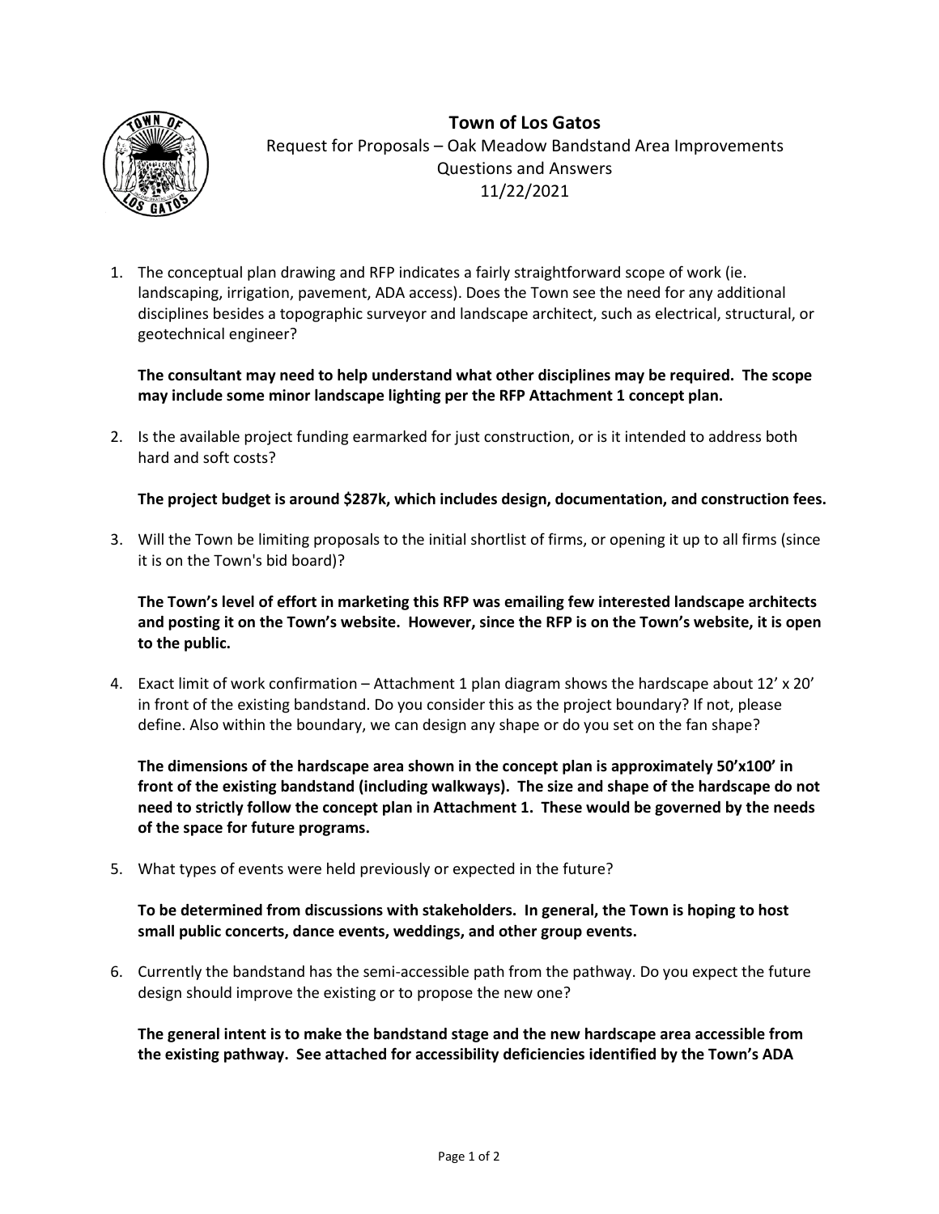# Town of Los Gatos

Request for Proposals – Oak Meadow Bandstand Area Improvements
Questions and Answers
11/22/2021

1. The conceptual plan drawing and RFP indicates a fairly straightforward scope of work (ie. landscaping, irrigation, pavement, ADA access). Does the Town see the need for any additional disciplines besides a topographic surveyor and landscape architect, such as electrical, structural, or geotechnical engineer?

   **The consultant may need to help understand what other disciplines may be required. The scope may include some minor landscape lighting per the RFP Attachment 1 concept plan.**

2. Is the available project funding earmarked for just construction, or is it intended to address both hard and soft costs?

   **The project budget is around $287k, which includes design, documentation, and construction fees.**

3. Will the Town be limiting proposals to the initial shortlist of firms, or opening it up to all firms (since it is on the Town's bid board)?

   **The Town's level of effort in marketing this RFP was emailing few interested landscape architects and posting it on the Town's website. However, since the RFP is on the Town's website, it is open to the public.**

4. Exact limit of work confirmation – Attachment 1 plan diagram shows the hardscape about 12' x 20' in front of the existing bandstand. Do you consider this as the project boundary? If not, please define. Also within the boundary, we can design any shape or do you set on the fan shape?

   **The dimensions of the hardscape area shown in the concept plan is approximately 50'x100' in front of the existing bandstand (including walkways). The size and shape of the hardscape do not need to strictly follow the concept plan in Attachment 1. These would be governed by the needs of the space for future programs.**

5. What types of events were held previously or expected in the future?

   **To be determined from discussions with stakeholders. In general, the Town is hoping to host small public concerts, dance events, weddings, and other group events.**

6. Currently the bandstand has the semi-accessible path from the pathway. Do you expect the future design should improve the existing or to propose the new one?

   **The general intent is to make the bandstand stage and the new hardscape area accessible from the existing pathway. See attached for accessibility deficiencies identified by the Town's ADA**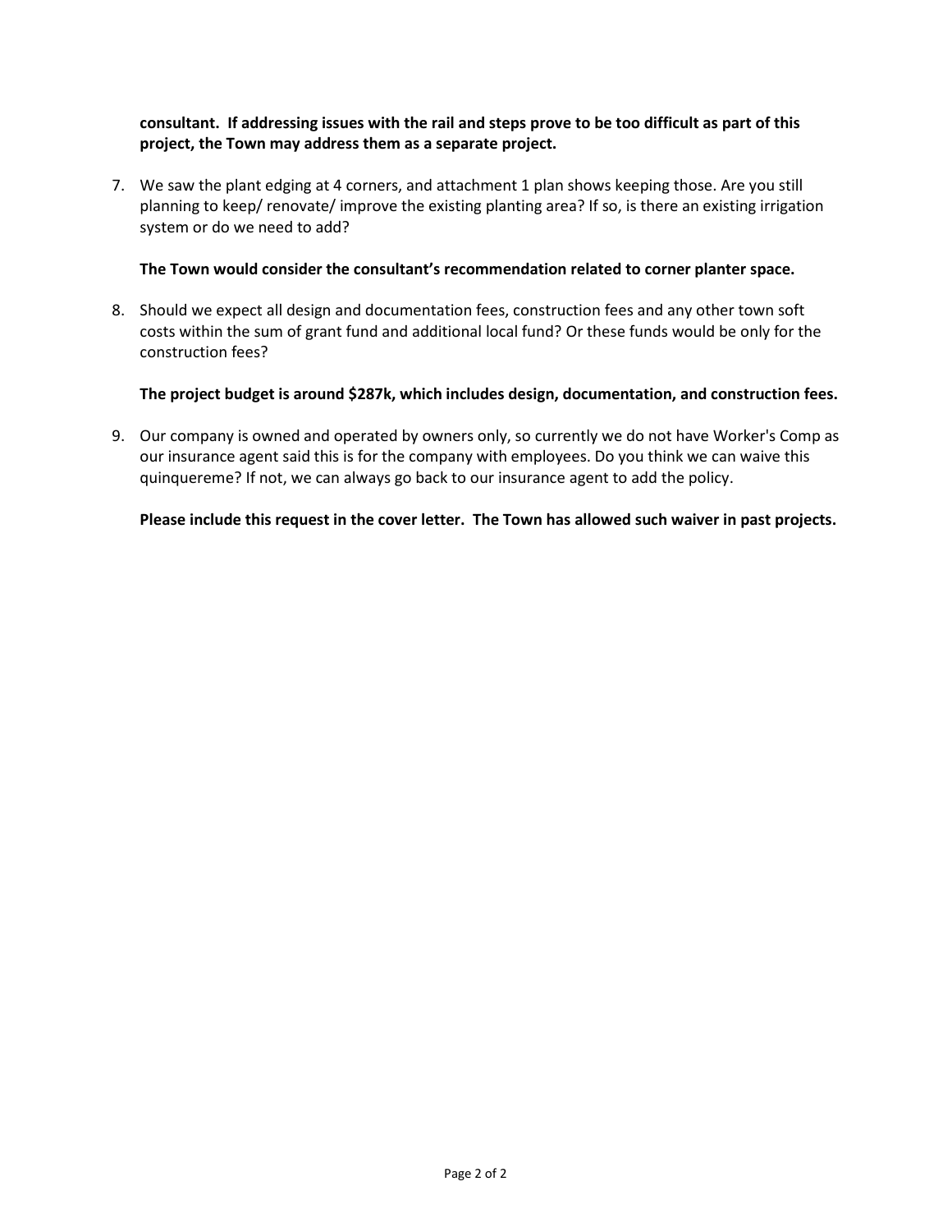**consultant. If addressing issues with the rail and steps prove to be too difficult as part of this project, the Town may address them as a separate project.**

7. We saw the plant edging at 4 corners, and attachment 1 plan shows keeping those. Are you still planning to keep/ renovate/ improve the existing planting area? If so, is there an existing irrigation system or do we need to add?

   **The Town would consider the consultant's recommendation related to corner planter space.**

8. Should we expect all design and documentation fees, construction fees and any other town soft costs within the sum of grant fund and additional local fund? Or these funds would be only for the construction fees?

   **The project budget is around $287k, which includes design, documentation, and construction fees.**

9. Our company is owned and operated by owners only, so currently we do not have Worker's Comp as our insurance agent said this is for the company with employees. Do you think we can waive this quinquereme? If not, we can always go back to our insurance agent to add the policy.

   **Please include this request in the cover letter. The Town has allowed such waiver in past projects.**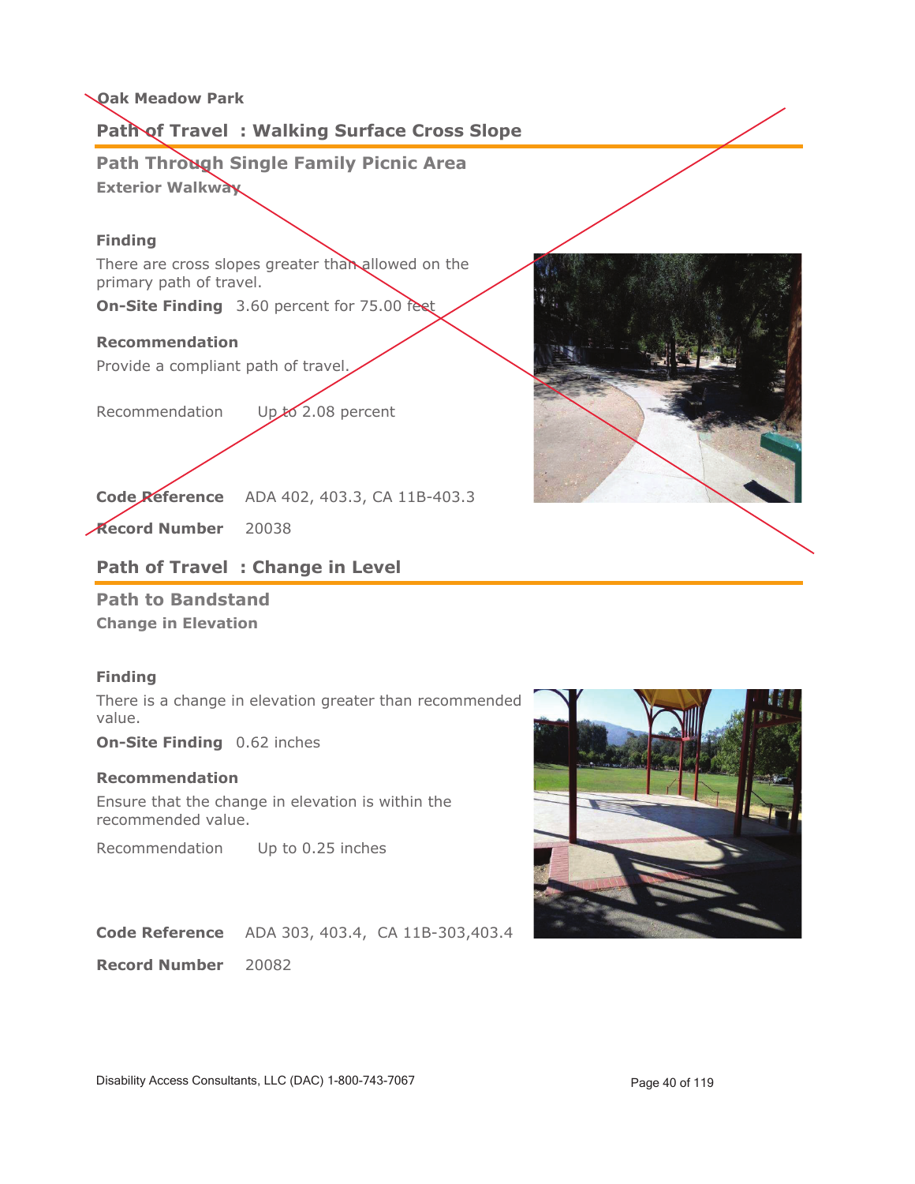**Oak Meadow Park**

## Path of Travel : Walking Surface Cross Slope

### Path Through Single Family Picnic Area

**Exterior Walkway**

**Finding**

There are cross slopes greater than allowed on the primary path of travel.

**On-Site Finding** 3.60 percent for 75.00 feet

**Recommendation**

Provide a compliant path of travel.

Recommendation Up to 2.08 percent

**Code Reference** ADA 402, 403.3, CA 11B-403.3

**Record Number** 20038

## Path of Travel : Change in Level

### Path to Bandstand

**Change in Elevation**

**Finding**

There is a change in elevation greater than recommended value.

**On-Site Finding** 0.62 inches

**Recommendation**

Ensure that the change in elevation is within the recommended value.

Recommendation Up to 0.25 inches

**Code Reference** ADA 303, 403.4, CA 11B-303,403.4

**Record Number** 20082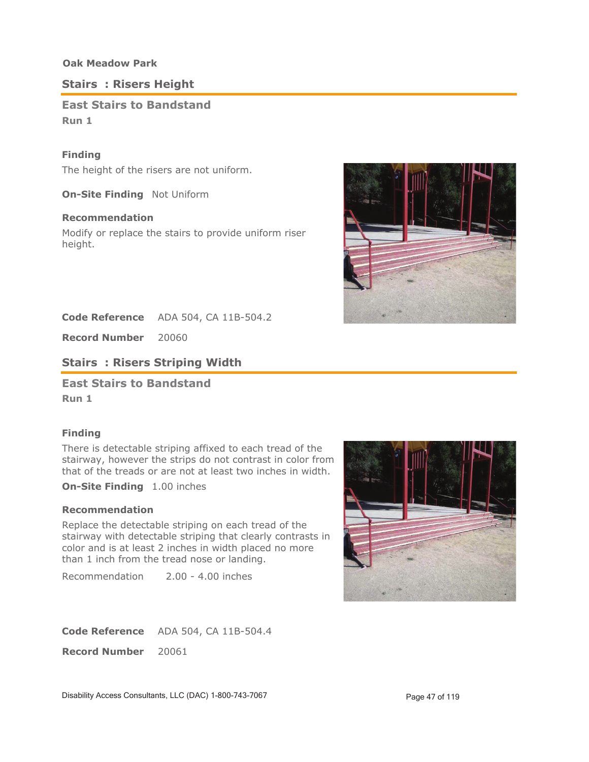**Oak Meadow Park**

## Stairs : Risers Height

### East Stairs to Bandstand

**Run 1**

**Finding**

The height of the risers are not uniform.

**On-Site Finding** Not Uniform

**Recommendation**

Modify or replace the stairs to provide uniform riser height.

**Code Reference** ADA 504, CA 11B-504.2

**Record Number** 20060

## Stairs : Risers Striping Width

### East Stairs to Bandstand

**Run 1**

**Finding**

There is detectable striping affixed to each tread of the stairway, however the strips do not contrast in color from that of the treads or are not at least two inches in width.

**On-Site Finding** 1.00 inches

**Recommendation**

Replace the detectable striping on each tread of the stairway with detectable striping that clearly contrasts in color and is at least 2 inches in width placed no more than 1 inch from the tread nose or landing.

Recommendation 2.00 - 4.00 inches

**Code Reference** ADA 504, CA 11B-504.4

**Record Number** 20061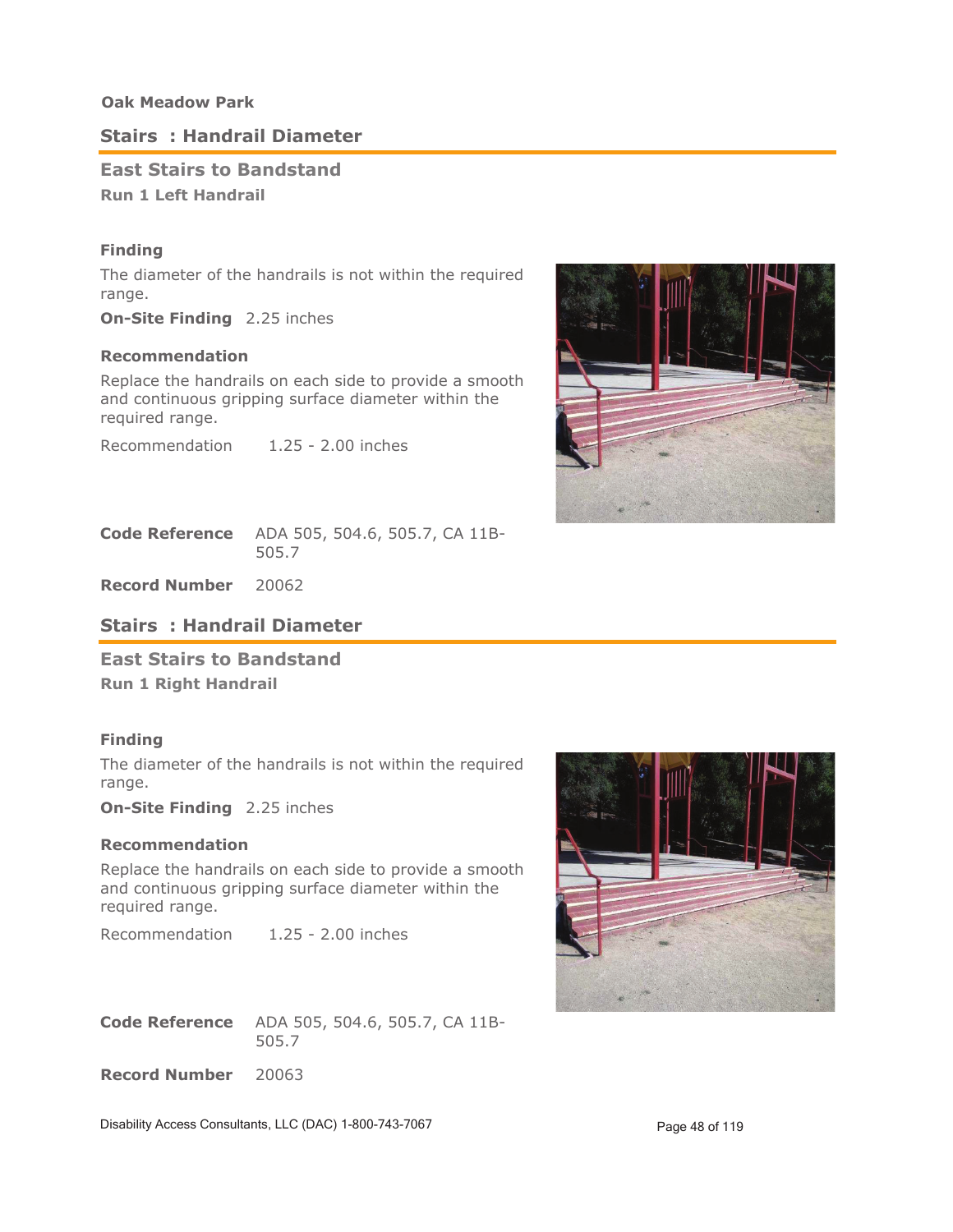**Oak Meadow Park**

## Stairs : Handrail Diameter

### East Stairs to Bandstand

**Run 1 Left Handrail**

**Finding**

The diameter of the handrails is not within the required range.

**On-Site Finding** 2.25 inches

**Recommendation**

Replace the handrails on each side to provide a smooth and continuous gripping surface diameter within the required range.

Recommendation 1.25 - 2.00 inches

**Code Reference** ADA 505, 504.6, 505.7, CA 11B-505.7

**Record Number** 20062

## Stairs : Handrail Diameter

### East Stairs to Bandstand

**Run 1 Right Handrail**

**Finding**

The diameter of the handrails is not within the required range.

**On-Site Finding** 2.25 inches

**Recommendation**

Replace the handrails on each side to provide a smooth and continuous gripping surface diameter within the required range.

Recommendation 1.25 - 2.00 inches

**Code Reference** ADA 505, 504.6, 505.7, CA 11B-505.7

**Record Number** 20063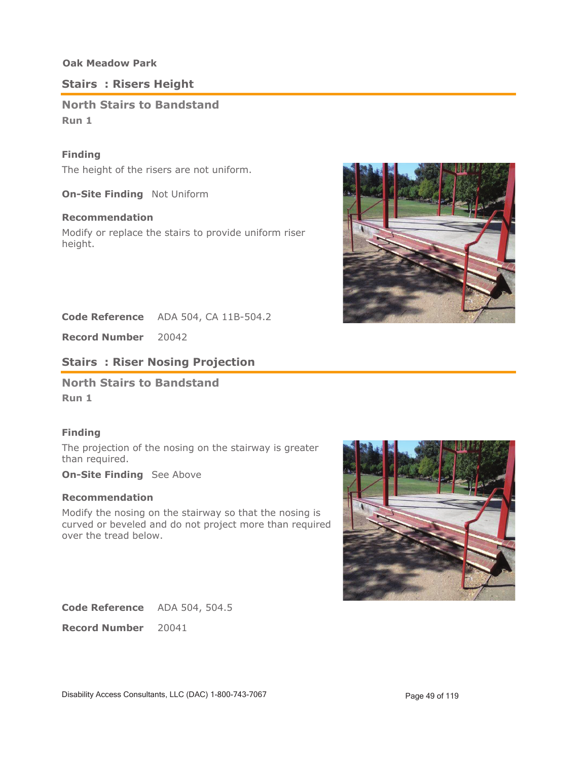**Oak Meadow Park**

## Stairs : Risers Height

### North Stairs to Bandstand

**Run 1**

**Finding**

The height of the risers are not uniform.

**On-Site Finding** Not Uniform

**Recommendation**

Modify or replace the stairs to provide uniform riser height.

**Code Reference** ADA 504, CA 11B-504.2

**Record Number** 20042

## Stairs : Riser Nosing Projection

### North Stairs to Bandstand

**Run 1**

**Finding**

The projection of the nosing on the stairway is greater than required.

**On-Site Finding** See Above

**Recommendation**

Modify the nosing on the stairway so that the nosing is curved or beveled and do not project more than required over the tread below.

**Code Reference** ADA 504, 504.5

**Record Number** 20041

Disability Access Consultants, LLC (DAC) 1-800-743-7067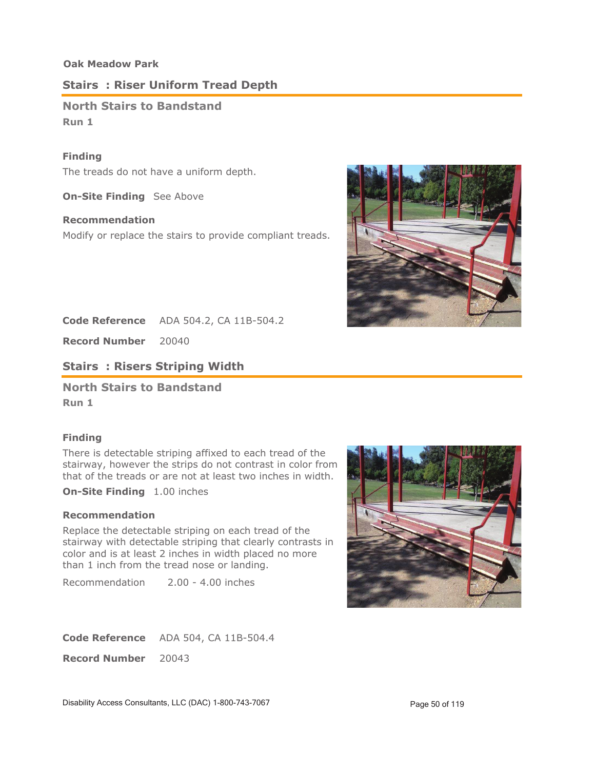**Oak Meadow Park**

## Stairs : Riser Uniform Tread Depth

### North Stairs to Bandstand

**Run 1**

**Finding**

The treads do not have a uniform depth.

**On-Site Finding** See Above

**Recommendation**

Modify or replace the stairs to provide compliant treads.

**Code Reference** ADA 504.2, CA 11B-504.2

**Record Number** 20040

## Stairs : Risers Striping Width

### North Stairs to Bandstand

**Run 1**

**Finding**

There is detectable striping affixed to each tread of the stairway, however the strips do not contrast in color from that of the treads or are not at least two inches in width.

**On-Site Finding** 1.00 inches

**Recommendation**

Replace the detectable striping on each tread of the stairway with detectable striping that clearly contrasts in color and is at least 2 inches in width placed no more than 1 inch from the tread nose or landing.

Recommendation 2.00 - 4.00 inches

**Code Reference** ADA 504, CA 11B-504.4

**Record Number** 20043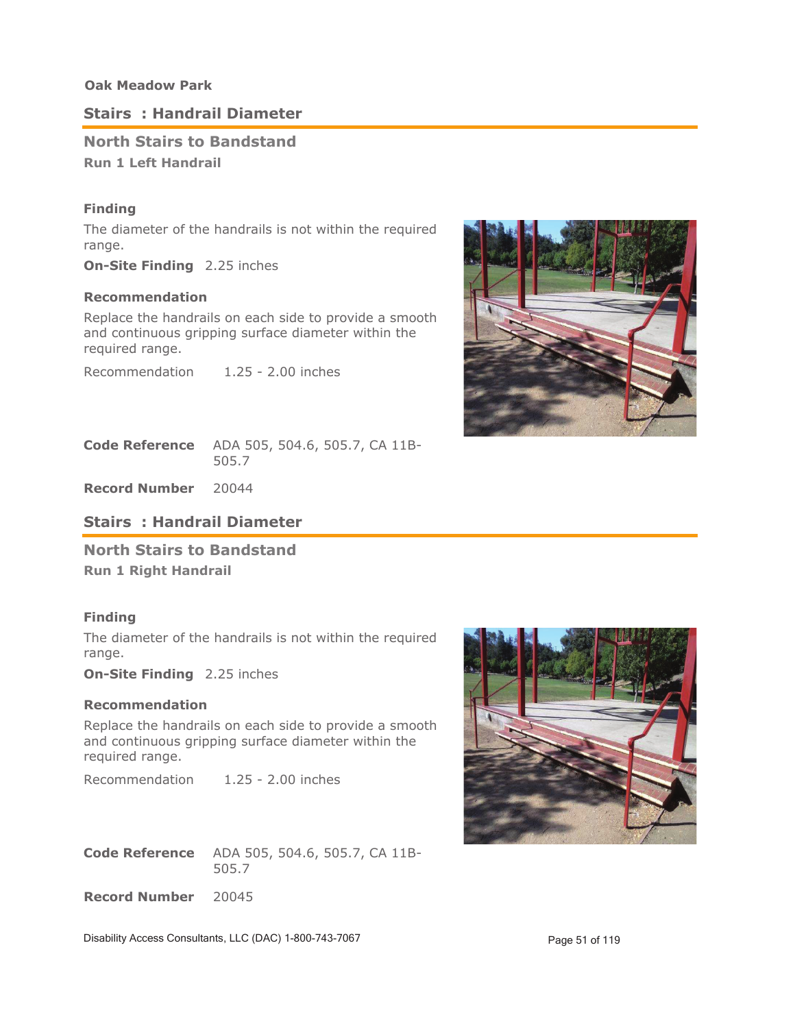**Oak Meadow Park**

## Stairs : Handrail Diameter

### North Stairs to Bandstand

**Run 1 Left Handrail**

**Finding**

The diameter of the handrails is not within the required range.

**On-Site Finding** 2.25 inches

**Recommendation**

Replace the handrails on each side to provide a smooth and continuous gripping surface diameter within the required range.

Recommendation 1.25 - 2.00 inches

**Code Reference** ADA 505, 504.6, 505.7, CA 11B-505.7

**Record Number** 20044

## Stairs : Handrail Diameter

### North Stairs to Bandstand

**Run 1 Right Handrail**

**Finding**

The diameter of the handrails is not within the required range.

**On-Site Finding** 2.25 inches

**Recommendation**

Replace the handrails on each side to provide a smooth and continuous gripping surface diameter within the required range.

Recommendation 1.25 - 2.00 inches

**Code Reference** ADA 505, 504.6, 505.7, CA 11B-505.7

**Record Number** 20045

Disability Access Consultants, LLC (DAC) 1-800-743-7067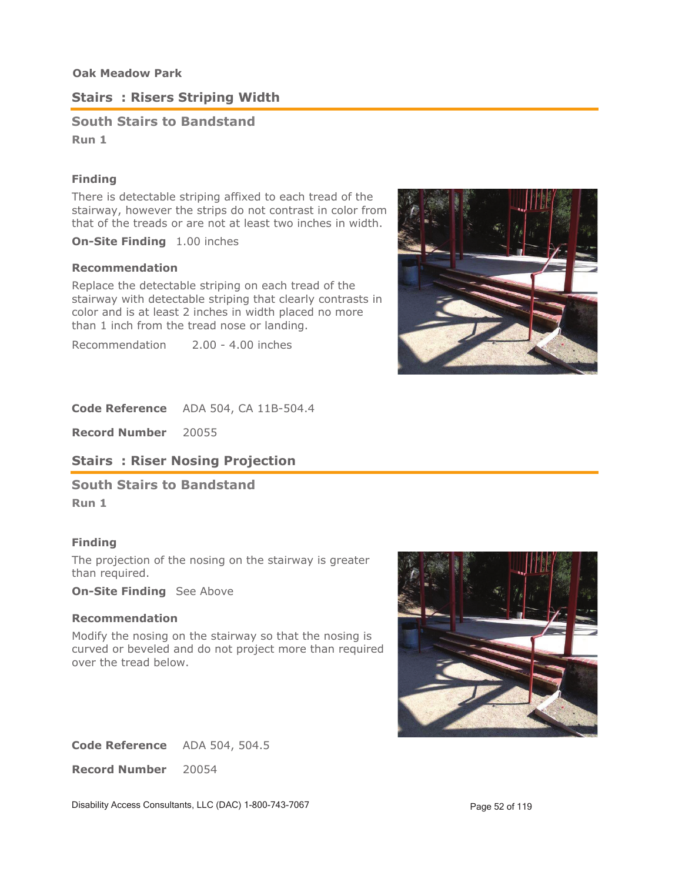**Oak Meadow Park**

## Stairs : Risers Striping Width

### South Stairs to Bandstand

**Run 1**

#### Finding

There is detectable striping affixed to each tread of the stairway, however the strips do not contrast in color from that of the treads or are not at least two inches in width.

**On-Site Finding** 1.00 inches

#### Recommendation

Replace the detectable striping on each tread of the stairway with detectable striping that clearly contrasts in color and is at least 2 inches in width placed no more than 1 inch from the tread nose or landing.

Recommendation 2.00 - 4.00 inches

**Code Reference** ADA 504, CA 11B-504.4

**Record Number** 20055

## Stairs : Riser Nosing Projection

### South Stairs to Bandstand

**Run 1**

#### Finding

The projection of the nosing on the stairway is greater than required.

**On-Site Finding** See Above

#### Recommendation

Modify the nosing on the stairway so that the nosing is curved or beveled and do not project more than required over the tread below.

**Code Reference** ADA 504, 504.5

**Record Number** 20054

Disability Access Consultants, LLC (DAC) 1-800-743-7067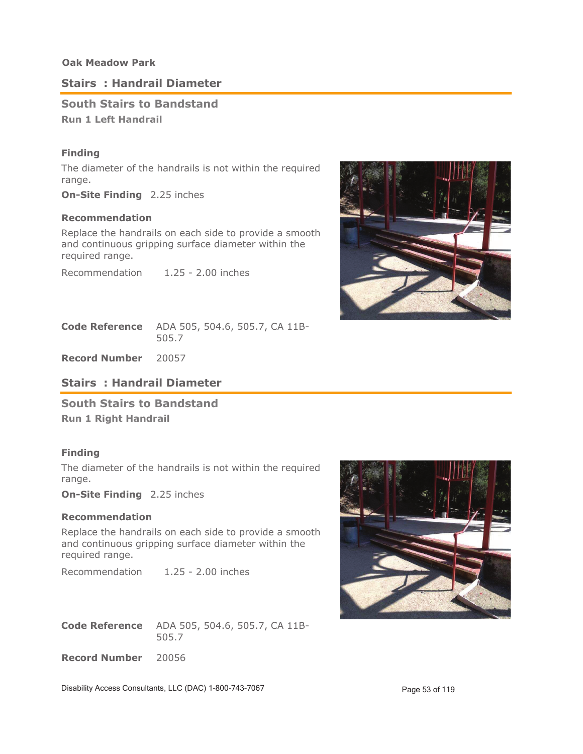**Oak Meadow Park**

## Stairs : Handrail Diameter

### South Stairs to Bandstand

**Run 1 Left Handrail**

**Finding**

The diameter of the handrails is not within the required range.

**On-Site Finding** 2.25 inches

**Recommendation**

Replace the handrails on each side to provide a smooth and continuous gripping surface diameter within the required range.

Recommendation 1.25 - 2.00 inches

**Code Reference** ADA 505, 504.6, 505.7, CA 11B-505.7

**Record Number** 20057

## Stairs : Handrail Diameter

### South Stairs to Bandstand

**Run 1 Right Handrail**

**Finding**

The diameter of the handrails is not within the required range.

**On-Site Finding** 2.25 inches

**Recommendation**

Replace the handrails on each side to provide a smooth and continuous gripping surface diameter within the required range.

Recommendation 1.25 - 2.00 inches

**Code Reference** ADA 505, 504.6, 505.7, CA 11B-505.7

**Record Number** 20056

Disability Access Consultants, LLC (DAC) 1-800-743-7067